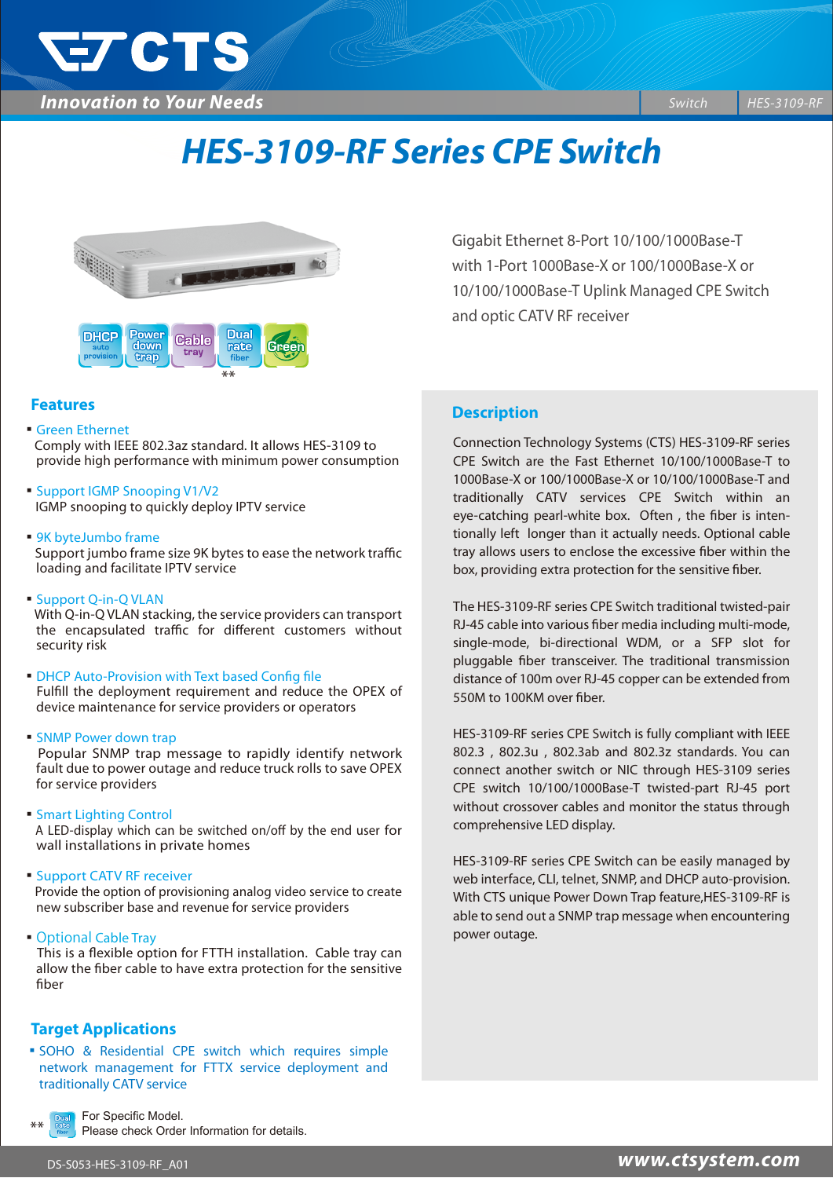# HES-3109-RF Series CPE Switch

Gigabit Ethernet 8-Port 10/100/1000Base-T with 1-Port 1000Base-X or 100/1000Base-X or 10/100/1000Base-T Uplink Managed CPE Switch and optic CATV RF receiver

DHCP auto provision | Power down trap | Cable tray | Dual rate fiber ** | Green

## Features

- **Green Ethernet**
  Comply with IEEE 802.3az standard. It allows HES-3109 to provide high performance with minimum power consumption

- **Support IGMP Snooping V1/V2**
  IGMP snooping to quickly deploy IPTV service

- **9K byteJumbo frame**
  Support jumbo frame size 9K bytes to ease the network traffic loading and facilitate IPTV service

- **Support Q-in-Q VLAN**
  With Q-in-Q VLAN stacking, the service providers can transport the encapsulated traffic for different customers without security risk

- **DHCP Auto-Provision with Text based Config file**
  Fulfill the deployment requirement and reduce the OPEX of device maintenance for service providers or operators

- **SNMP Power down trap**
  Popular SNMP trap message to rapidly identify network fault due to power outage and reduce truck rolls to save OPEX for service providers

- **Smart Lighting Control**
  A LED-display which can be switched on/off by the end user for wall installations in private homes

- **Support CATV RF receiver**
  Provide the option of provisioning analog video service to create new subscriber base and revenue for service providers

- **Optional Cable Tray**
  This is a flexible option for FTTH installation. Cable tray can allow the fiber cable to have extra protection for the sensitive fiber

## Target Applications

- SOHO & Residential CPE switch which requires simple network management for FTTX service deployment and traditionally CATV service

## Description

Connection Technology Systems (CTS) HES-3109-RF series CPE Switch are the Fast Ethernet 10/100/1000Base-T to 1000Base-X or 100/1000Base-X or 10/100/1000Base-T and traditionally CATV services CPE Switch within an eye-catching pearl-white box. Often , the fiber is intentionally left longer than it actually needs. Optional cable tray allows users to enclose the excessive fiber within the box, providing extra protection for the sensitive fiber.

The HES-3109-RF series CPE Switch traditional twisted-pair RJ-45 cable into various fiber media including multi-mode, single-mode, bi-directional WDM, or a SFP slot for pluggable fiber transceiver. The traditional transmission distance of 100m over RJ-45 copper can be extended from 550M to 100KM over fiber.

HES-3109-RF series CPE Switch is fully compliant with IEEE 802.3 , 802.3u , 802.3ab and 802.3z standards. You can connect another switch or NIC through HES-3109 series CPE switch 10/100/1000Base-T twisted-part RJ-45 port without crossover cables and monitor the status through comprehensive LED display.

HES-3109-RF series CPE Switch can be easily managed by web interface, CLI, telnet, SNMP, and DHCP auto-provision. With CTS unique Power Down Trap feature,HES-3109-RF is able to send out a SNMP trap message when encountering power outage.

** Dual rate fiber: For Specific Model. Please check Order Information for details.

DS-S053-HES-3109-RF_A01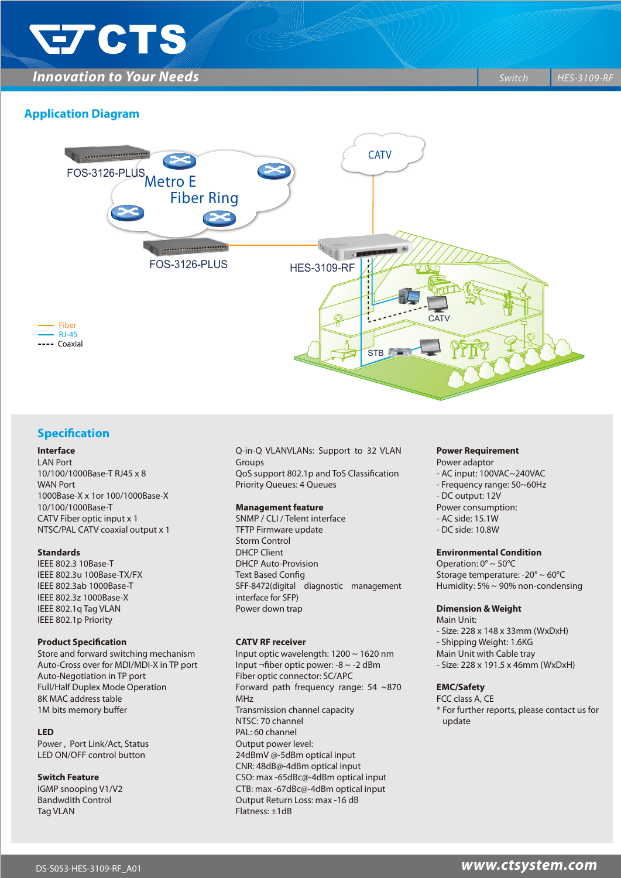## Application Diagram

FOS-3126-PLUS

Metro E Fiber Ring

CATV

FOS-3126-PLUS

HES-3109-RF

CATV

STB

Fiber
RJ-45
Coaxial

## Specification

**Interface**
LAN Port
10/100/1000Base-T RJ45 x 8
WAN Port
1000Base-X x 1or 100/1000Base-X
10/100/1000Base-T
CATV Fiber optic input x 1
NTSC/PAL CATV coaxial output x 1

**Standards**
IEEE 802.3 10Base-T
IEEE 802.3u 100Base-TX/FX
IEEE 802.3ab 1000Base-T
IEEE 802.3z 1000Base-X
IEEE 802.1q Tag VLAN
IEEE 802.1p Priority

**Product Specification**
Store and forward switching mechanism
Auto-Cross over for MDI/MDI-X in TP port
Auto-Negotiation in TP port
Full/Half Duplex Mode Operation
8K MAC address table
1M bits memory buffer

**LED**
Power , Port Link/Act, Status
LED ON/OFF control button

**Switch Feature**
IGMP snooping V1/V2
Bandwdith Control
Tag VLAN
Q-in-Q VLANVLANs: Support to 32 VLAN Groups
QoS support 802.1p and ToS Classification
Priority Queues: 4 Queues

**Management feature**
SNMP / CLI / Telent interface
TFTP Firmware update
Storm Control
DHCP Client
DHCP Auto-Provision
Text Based Config
SFF-8472(digital diagnostic management interface for SFP)
Power down trap

**CATV RF receiver**
Input optic wavelength: 1200 ~ 1620 nm
Input ¬fiber optic power: -8 ~ -2 dBm
Fiber optic connector: SC/APC
Forward path frequency range: 54 ~870 MHz
Transmission channel capacity
NTSC: 70 channel
PAL: 60 channel
Output power level:
24dBmV @-5dBm optical input
CNR: 48dB@-4dBm optical input
CSO: max -65dBc@-4dBm optical input
CTB: max -67dBc@-4dBm optical input
Output Return Loss: max -16 dB
Flatness: ±1dB

**Power Requirement**
Power adaptor
- AC input: 100VAC~240VAC
- Frequency range: 50~60Hz
- DC output: 12V
Power consumption:
- AC side: 15.1W
- DC side: 10.8W

**Environmental Condition**
Operation: 0° ~ 50°C
Storage temperature: -20° ~ 60°C
Humidity: 5% ~ 90% non-condensing

**Dimension & Weight**
Main Unit:
- Size: 228 x 148 x 33mm (WxDxH)
- Shipping Weight: 1.6KG
Main Unit with Cable tray
- Size: 228 x 191.5 x 46mm (WxDxH)

**EMC/Safety**
FCC class A, CE
* For further reports, please contact us for update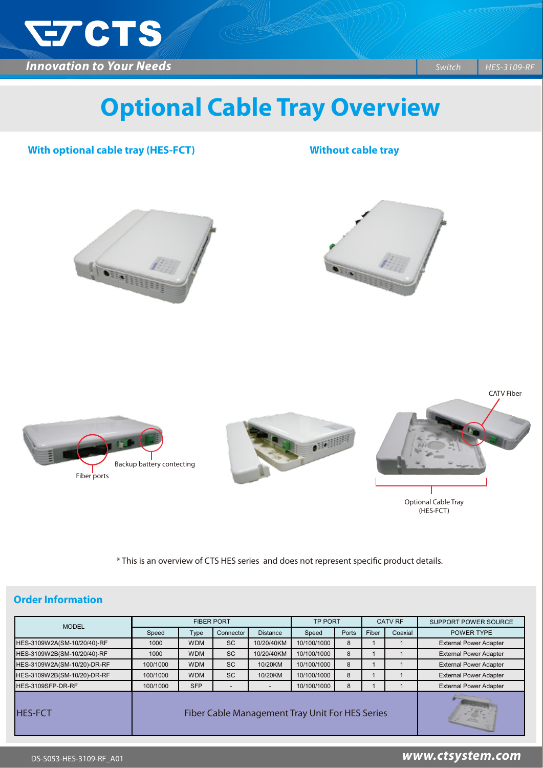# Optional Cable Tray Overview

**With optional cable tray (HES-FCT)**

**Without cable tray**

CATV Fiber

Backup battery contecting

Fiber ports

Optional Cable Tray
(HES-FCT)

* This is an overview of CTS HES series and does not represent specific product details.

## Order Information

| MODEL | FIBER PORT | | | | TP PORT | | CATV RF | | SUPPORT POWER SOURCE |
|---|---|---|---|---|---|---|---|---|---|
| | Speed | Type | Connector | Distance | Speed | Ports | Fiber | Coaxial | POWER TYPE |
| HES-3109W2A(SM-10/20/40)-RF | 1000 | WDM | SC | 10/20/40KM | 10/100/1000 | 8 | 1 | 1 | External Power Adapter |
| HES-3109W2B(SM-10/20/40)-RF | 1000 | WDM | SC | 10/20/40KM | 10/100/1000 | 8 | 1 | 1 | External Power Adapter |
| HES-3109W2A(SM-10/20)-DR-RF | 100/1000 | WDM | SC | 10/20KM | 10/100/1000 | 8 | 1 | 1 | External Power Adapter |
| HES-3109W2B(SM-10/20)-DR-RF | 100/1000 | WDM | SC | 10/20KM | 10/100/1000 | 8 | 1 | 1 | External Power Adapter |
| HES-3109SFP-DR-RF | 100/1000 | SFP | - | - | 10/100/1000 | 8 | 1 | 1 | External Power Adapter |
| HES-FCT | Fiber Cable Management Tray Unit For HES Series | | | | | | | | |